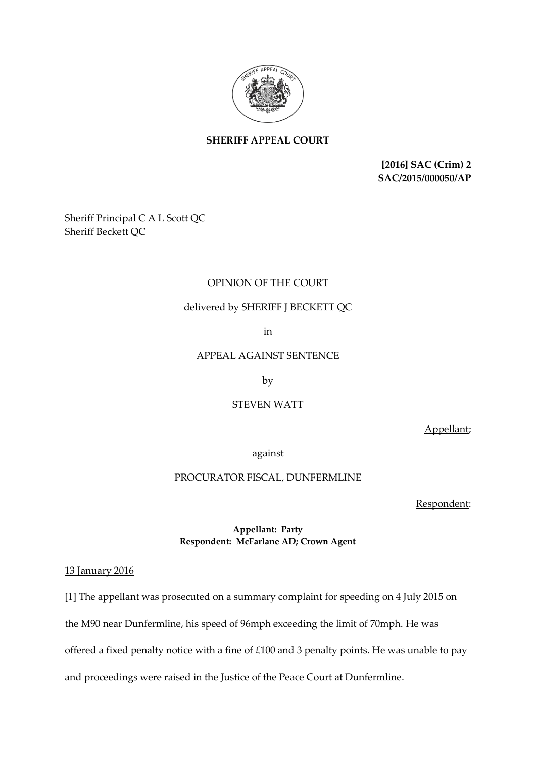**SHERIFF APPEAL COURT**

**[2016] SAC (Crim) 2**
**SAC/2015/000050/AP**

Sheriff Principal C A L Scott QC
Sheriff Beckett QC

OPINION OF THE COURT

delivered by SHERIFF J BECKETT QC

in

APPEAL AGAINST SENTENCE

by

STEVEN WATT

Appellant;

against

PROCURATOR FISCAL, DUNFERMLINE

Respondent:

**Appellant: Party**
**Respondent: McFarlane AD; Crown Agent**

13 January 2016

[1] The appellant was prosecuted on a summary complaint for speeding on 4 July 2015 on the M90 near Dunfermline, his speed of 96mph exceeding the limit of 70mph. He was offered a fixed penalty notice with a fine of £100 and 3 penalty points. He was unable to pay and proceedings were raised in the Justice of the Peace Court at Dunfermline.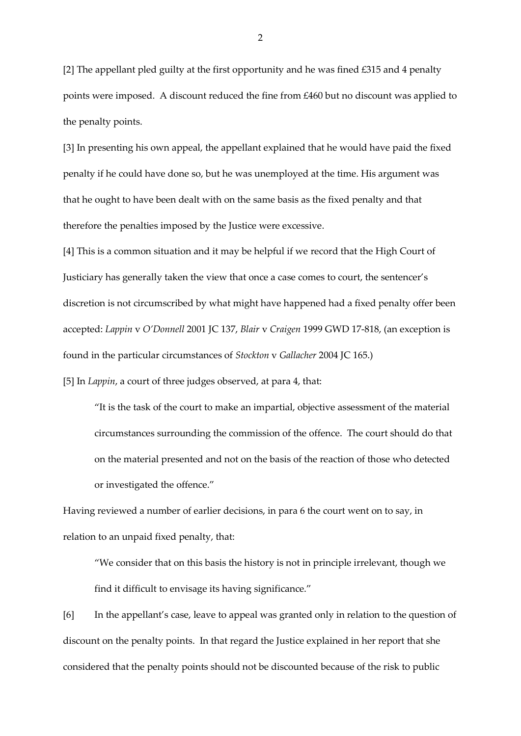[2] The appellant pled guilty at the first opportunity and he was fined £315 and 4 penalty points were imposed. A discount reduced the fine from £460 but no discount was applied to the penalty points.

[3] In presenting his own appeal, the appellant explained that he would have paid the fixed penalty if he could have done so, but he was unemployed at the time. His argument was that he ought to have been dealt with on the same basis as the fixed penalty and that therefore the penalties imposed by the Justice were excessive.

[4] This is a common situation and it may be helpful if we record that the High Court of Justiciary has generally taken the view that once a case comes to court, the sentencer's discretion is not circumscribed by what might have happened had a fixed penalty offer been accepted: *Lappin* v *O'Donnell* 2001 JC 137, *Blair* v *Craigen* 1999 GWD 17-818, (an exception is found in the particular circumstances of *Stockton* v *Gallacher* 2004 JC 165.)

[5] In *Lappin*, a court of three judges observed, at para 4, that:

> "It is the task of the court to make an impartial, objective assessment of the material circumstances surrounding the commission of the offence. The court should do that on the material presented and not on the basis of the reaction of those who detected or investigated the offence."

Having reviewed a number of earlier decisions, in para 6 the court went on to say, in relation to an unpaid fixed penalty, that:

> "We consider that on this basis the history is not in principle irrelevant, though we find it difficult to envisage its having significance."

[6] In the appellant's case, leave to appeal was granted only in relation to the question of discount on the penalty points. In that regard the Justice explained in her report that she considered that the penalty points should not be discounted because of the risk to public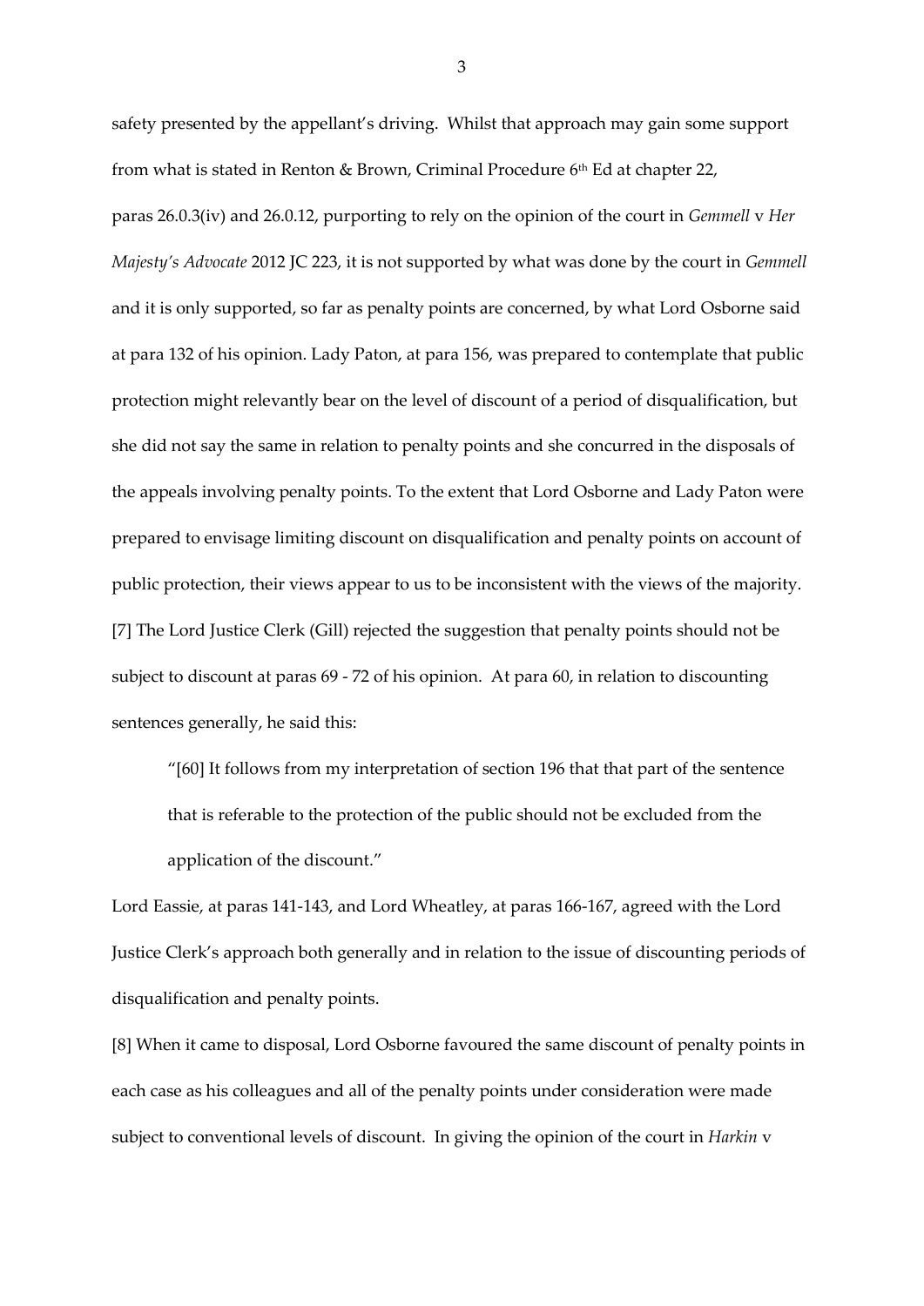safety presented by the appellant's driving. Whilst that approach may gain some support from what is stated in Renton & Brown, Criminal Procedure 6th Ed at chapter 22, paras 26.0.3(iv) and 26.0.12, purporting to rely on the opinion of the court in *Gemmell* v *Her Majesty's Advocate* 2012 JC 223, it is not supported by what was done by the court in *Gemmell* and it is only supported, so far as penalty points are concerned, by what Lord Osborne said at para 132 of his opinion. Lady Paton, at para 156, was prepared to contemplate that public protection might relevantly bear on the level of discount of a period of disqualification, but she did not say the same in relation to penalty points and she concurred in the disposals of the appeals involving penalty points. To the extent that Lord Osborne and Lady Paton were prepared to envisage limiting discount on disqualification and penalty points on account of public protection, their views appear to us to be inconsistent with the views of the majority.

[7] The Lord Justice Clerk (Gill) rejected the suggestion that penalty points should not be subject to discount at paras 69 - 72 of his opinion. At para 60, in relation to discounting sentences generally, he said this:

> "[60] It follows from my interpretation of section 196 that that part of the sentence that is referable to the protection of the public should not be excluded from the application of the discount."

Lord Eassie, at paras 141-143, and Lord Wheatley, at paras 166-167, agreed with the Lord Justice Clerk's approach both generally and in relation to the issue of discounting periods of disqualification and penalty points.

[8] When it came to disposal, Lord Osborne favoured the same discount of penalty points in each case as his colleagues and all of the penalty points under consideration were made subject to conventional levels of discount. In giving the opinion of the court in *Harkin* v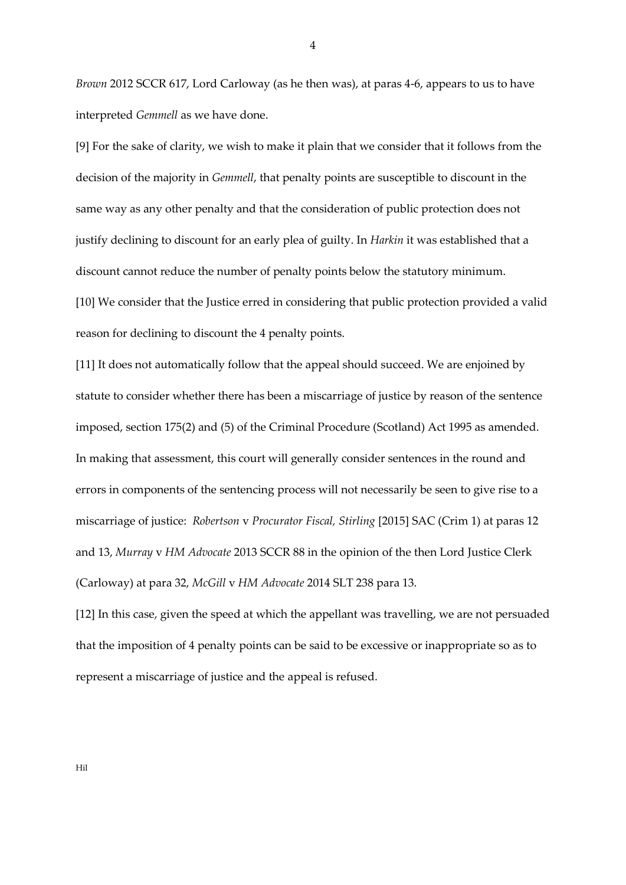*Brown* 2012 SCCR 617, Lord Carloway (as he then was), at paras 4-6, appears to us to have interpreted *Gemmell* as we have done.

[9] For the sake of clarity, we wish to make it plain that we consider that it follows from the decision of the majority in *Gemmell*, that penalty points are susceptible to discount in the same way as any other penalty and that the consideration of public protection does not justify declining to discount for an early plea of guilty. In *Harkin* it was established that a discount cannot reduce the number of penalty points below the statutory minimum.

[10] We consider that the Justice erred in considering that public protection provided a valid reason for declining to discount the 4 penalty points.

[11] It does not automatically follow that the appeal should succeed. We are enjoined by statute to consider whether there has been a miscarriage of justice by reason of the sentence imposed, section 175(2) and (5) of the Criminal Procedure (Scotland) Act 1995 as amended. In making that assessment, this court will generally consider sentences in the round and errors in components of the sentencing process will not necessarily be seen to give rise to a miscarriage of justice: *Robertson* v *Procurator Fiscal, Stirling* [2015] SAC (Crim 1) at paras 12 and 13, *Murray* v *HM Advocate* 2013 SCCR 88 in the opinion of the then Lord Justice Clerk (Carloway) at para 32, *McGill* v *HM Advocate* 2014 SLT 238 para 13.

[12] In this case, given the speed at which the appellant was travelling, we are not persuaded that the imposition of 4 penalty points can be said to be excessive or inappropriate so as to represent a miscarriage of justice and the appeal is refused.

Hil